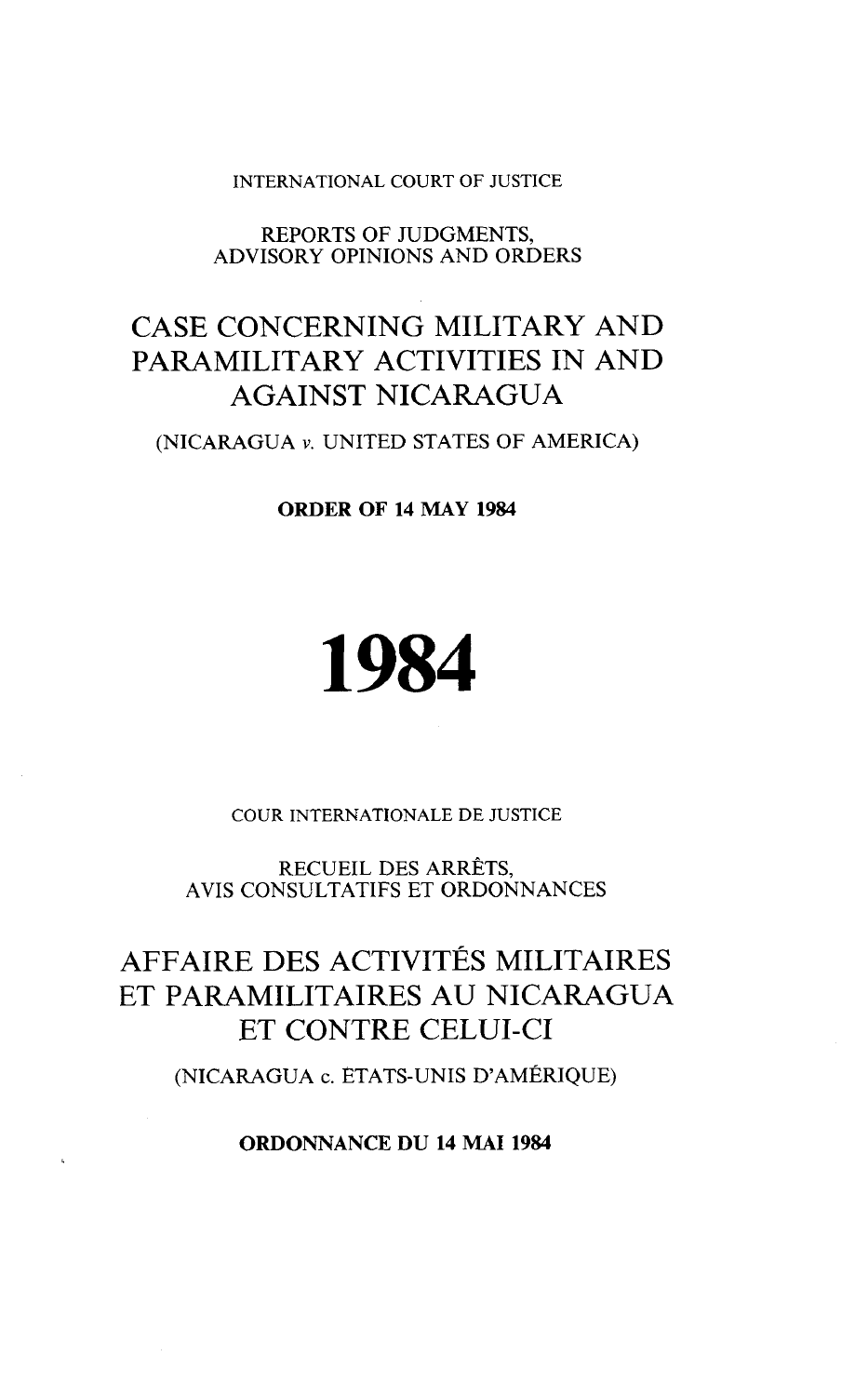INTERNATIONAL COURT OF JUSTICE

REPORTS OF JUDGMENTS, ADVISORY OPINIONS AND ORDERS

# CASE CONCERNING MILITARY AND PARAMILITARY ACTIVITIES IN AND AGAINST NICARAGUA

(NICARAGUA *v.* UNITED STATES OF AMERICA)

**ORDER OF 14 MAY 1984**

# 1984

COUR INTERNATIONALE DE JUSTICE

RECUEIL DES ARRÊTS, AVIS CONSULTATIFS ET ORDONNANCES

# AFFAIRE DES ACTIVITÉS MILITAIRES ET PARAMILITAIRES AU NICARAGUA ET CONTRE CELUI-CI

(NICARAGUA c. ÉTATS-UNIS D'AMÉRIQUE)

**ORDONNANCE DU 14 MAI 1984**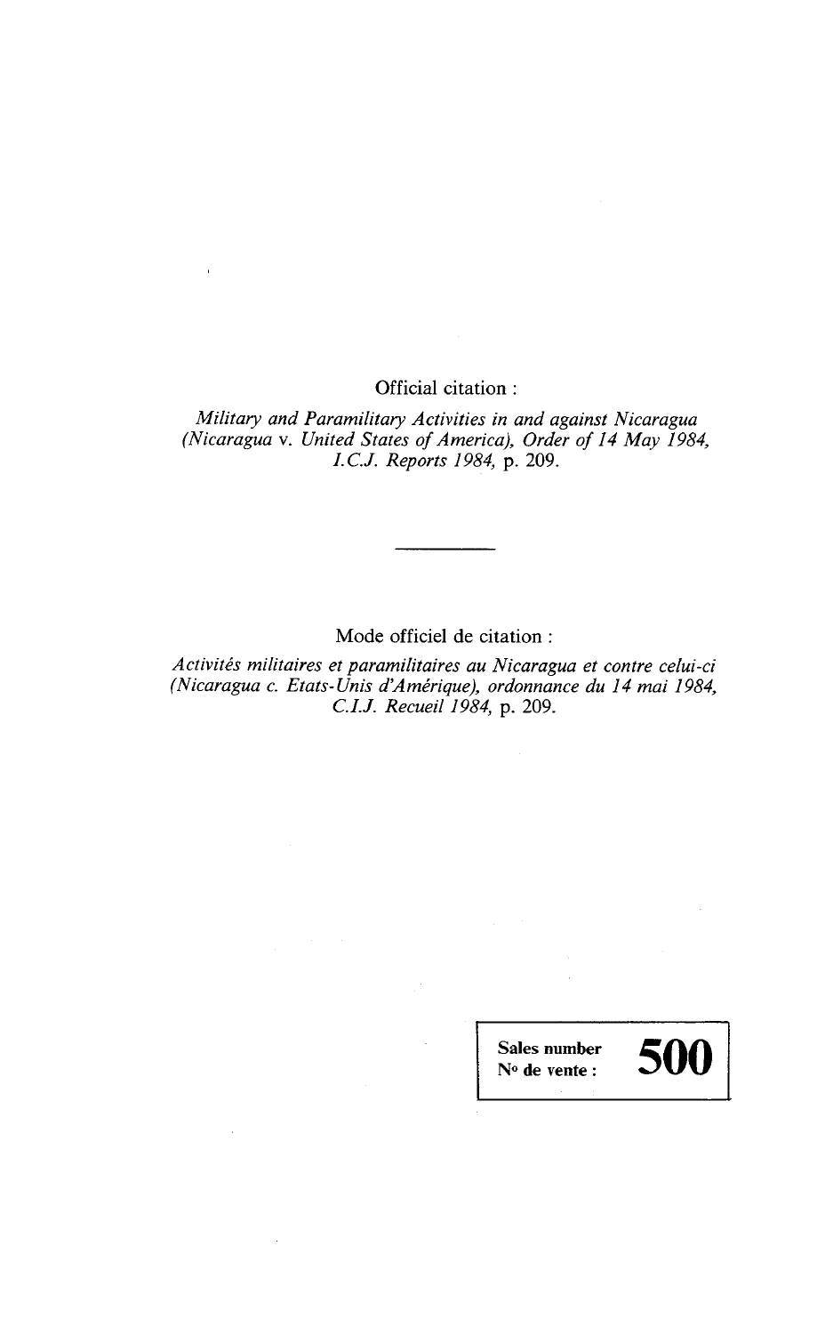Official citation :

*Military and Paramilitary Activities in and against Nicaragua (Nicaragua* v. *United States of America), Order of 14 May 1984, I.C.J. Reports 1984,* p. 209.

---

Mode officiel de citation :

*Activités militaires et paramilitaires au Nicaragua et contre celui-ci (Nicaragua c. Etats-Unis d'Amérique), ordonnance du 14 mai 1984, C.I.J. Recueil 1984,* p. 209.

| **Sales number** **N° de vente :** | **500** |
| --- | --- |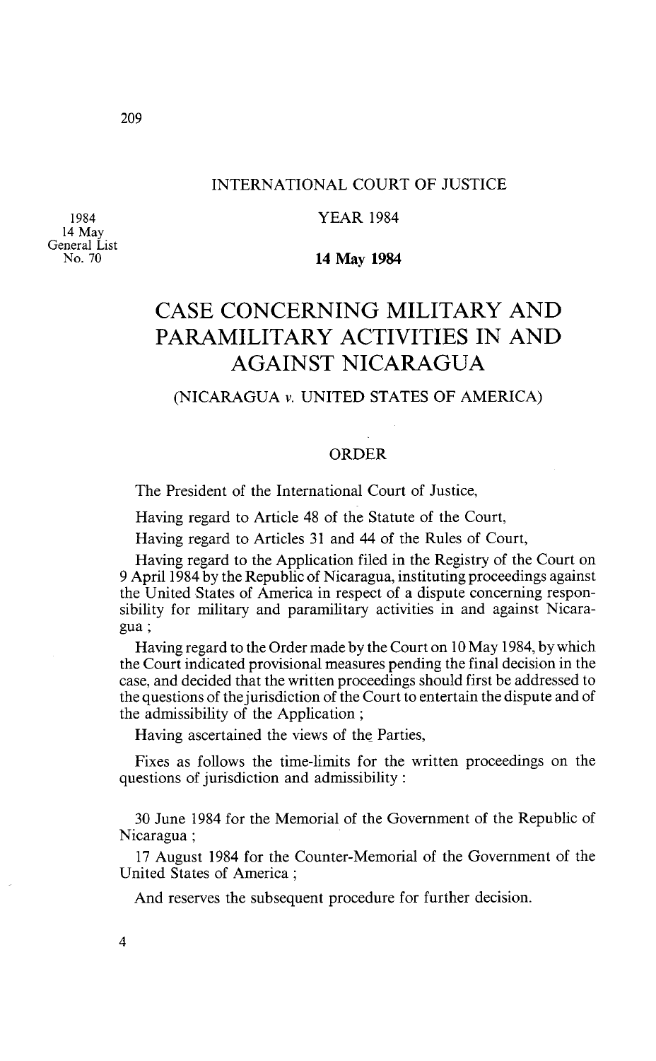INTERNATIONAL COURT OF JUSTICE

1984
14 May
General List
No. 70

YEAR 1984

**14 May 1984**

# CASE CONCERNING MILITARY AND PARAMILITARY ACTIVITIES IN AND AGAINST NICARAGUA

## (NICARAGUA *v.* UNITED STATES OF AMERICA)

### ORDER

The President of the International Court of Justice,

Having regard to Article 48 of the Statute of the Court,

Having regard to Articles 31 and 44 of the Rules of Court,

Having regard to the Application filed in the Registry of the Court on 9 April 1984 by the Republic of Nicaragua, instituting proceedings against the United States of America in respect of a dispute concerning responsibility for military and paramilitary activities in and against Nicaragua ;

Having regard to the Order made by the Court on 10 May 1984, by which the Court indicated provisional measures pending the final decision in the case, and decided that the written proceedings should first be addressed to the questions of the jurisdiction of the Court to entertain the dispute and of the admissibility of the Application ;

Having ascertained the views of the Parties,

Fixes as follows the time-limits for the written proceedings on the questions of jurisdiction and admissibility :

30 June 1984 for the Memorial of the Government of the Republic of Nicaragua ;

17 August 1984 for the Counter-Memorial of the Government of the United States of America ;

And reserves the subsequent procedure for further decision.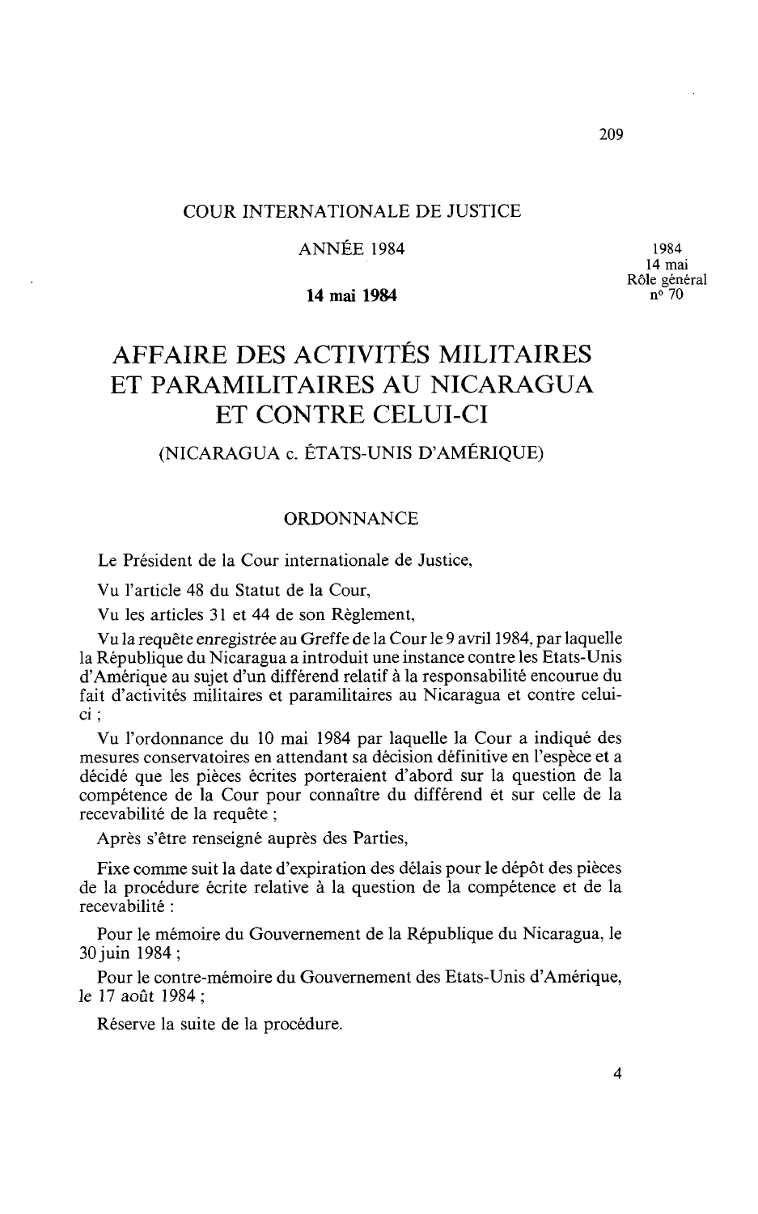COUR INTERNATIONALE DE JUSTICE

ANNÉE 1984

**14 mai 1984**

1984
14 mai
Rôle général
n° 70

# AFFAIRE DES ACTIVITÉS MILITAIRES ET PARAMILITAIRES AU NICARAGUA ET CONTRE CELUI-CI

## (NICARAGUA c. ÉTATS-UNIS D'AMÉRIQUE)

### ORDONNANCE

Le Président de la Cour internationale de Justice,

Vu l'article 48 du Statut de la Cour,

Vu les articles 31 et 44 de son Règlement,

Vu la requête enregistrée au Greffe de la Cour le 9 avril 1984, par laquelle la République du Nicaragua a introduit une instance contre les Etats-Unis d'Amérique au sujet d'un différend relatif à la responsabilité encourue du fait d'activités militaires et paramilitaires au Nicaragua et contre celui-ci ;

Vu l'ordonnance du 10 mai 1984 par laquelle la Cour a indiqué des mesures conservatoires en attendant sa décision définitive en l'espèce et a décidé que les pièces écrites porteraient d'abord sur la question de la compétence de la Cour pour connaître du différend et sur celle de la recevabilité de la requête ;

Après s'être renseigné auprès des Parties,

Fixe comme suit la date d'expiration des délais pour le dépôt des pièces de la procédure écrite relative à la question de la compétence et de la recevabilité :

Pour le mémoire du Gouvernement de la République du Nicaragua, le 30 juin 1984 ;

Pour le contre-mémoire du Gouvernement des Etats-Unis d'Amérique, le 17 août 1984 ;

Réserve la suite de la procédure.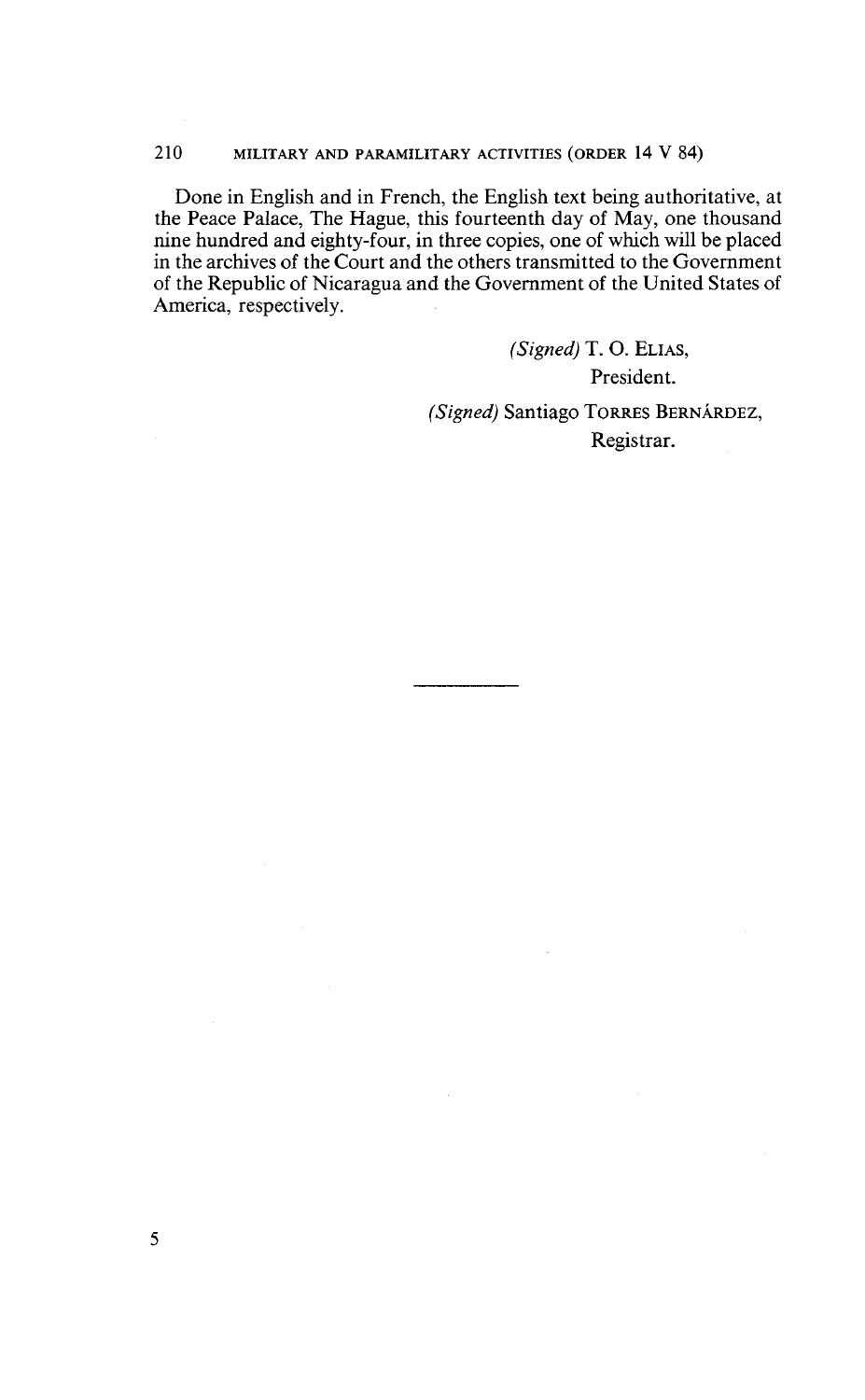Done in English and in French, the English text being authoritative, at the Peace Palace, The Hague, this fourteenth day of May, one thousand nine hundred and eighty-four, in three copies, one of which will be placed in the archives of the Court and the others transmitted to the Government of the Republic of Nicaragua and the Government of the United States of America, respectively.

*(Signed)* T. O. ELIAS,
President.

*(Signed)* Santiago TORRES BERNÁRDEZ,
Registrar.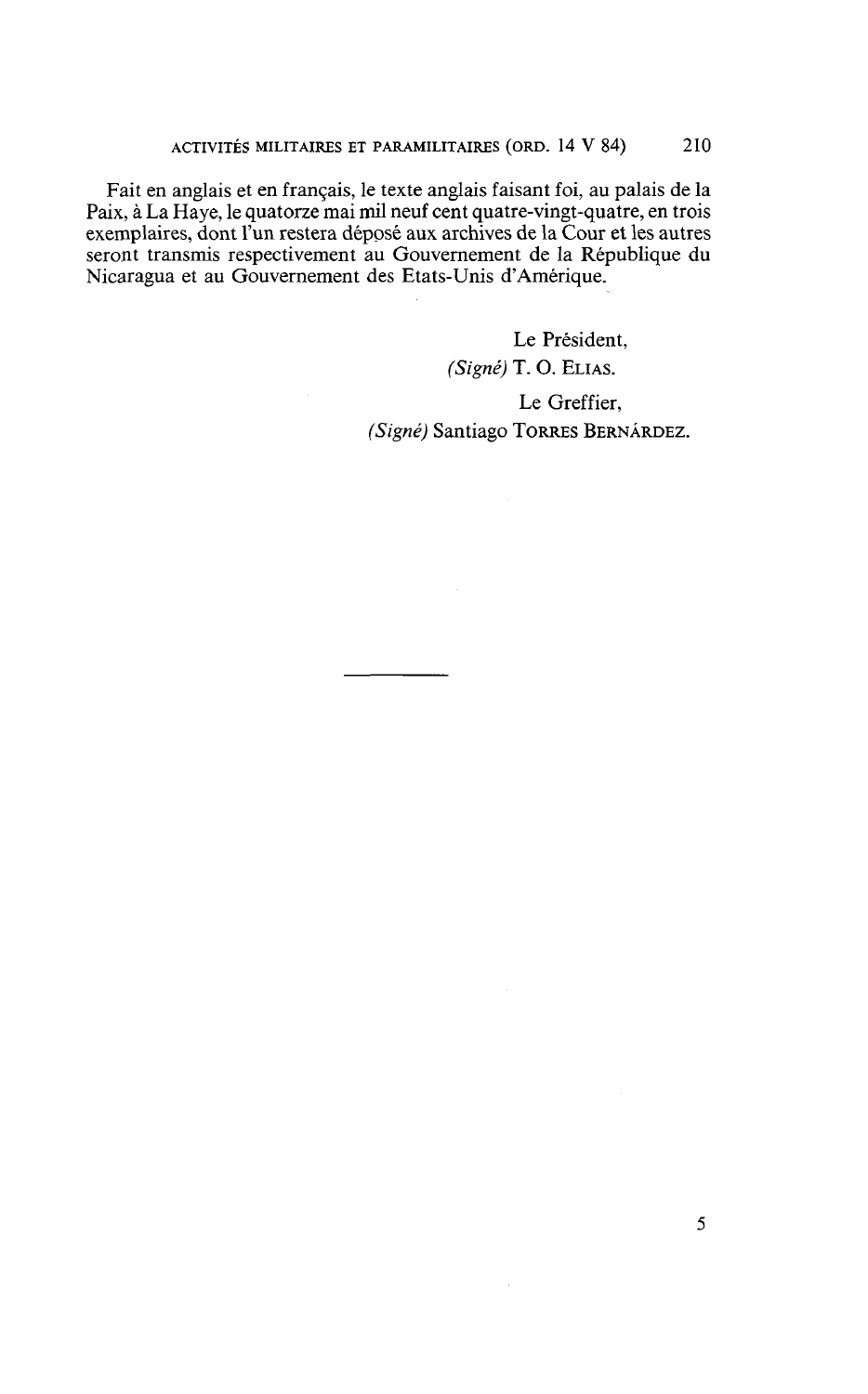Fait en anglais et en français, le texte anglais faisant foi, au palais de la Paix, à La Haye, le quatorze mai mil neuf cent quatre-vingt-quatre, en trois exemplaires, dont l'un restera déposé aux archives de la Cour et les autres seront transmis respectivement au Gouvernement de la République du Nicaragua et au Gouvernement des Etats-Unis d'Amérique.

Le Président,
*(Signé)* T. O. ELIAS.

Le Greffier,
*(Signé)* Santiago TORRES BERNÁRDEZ.